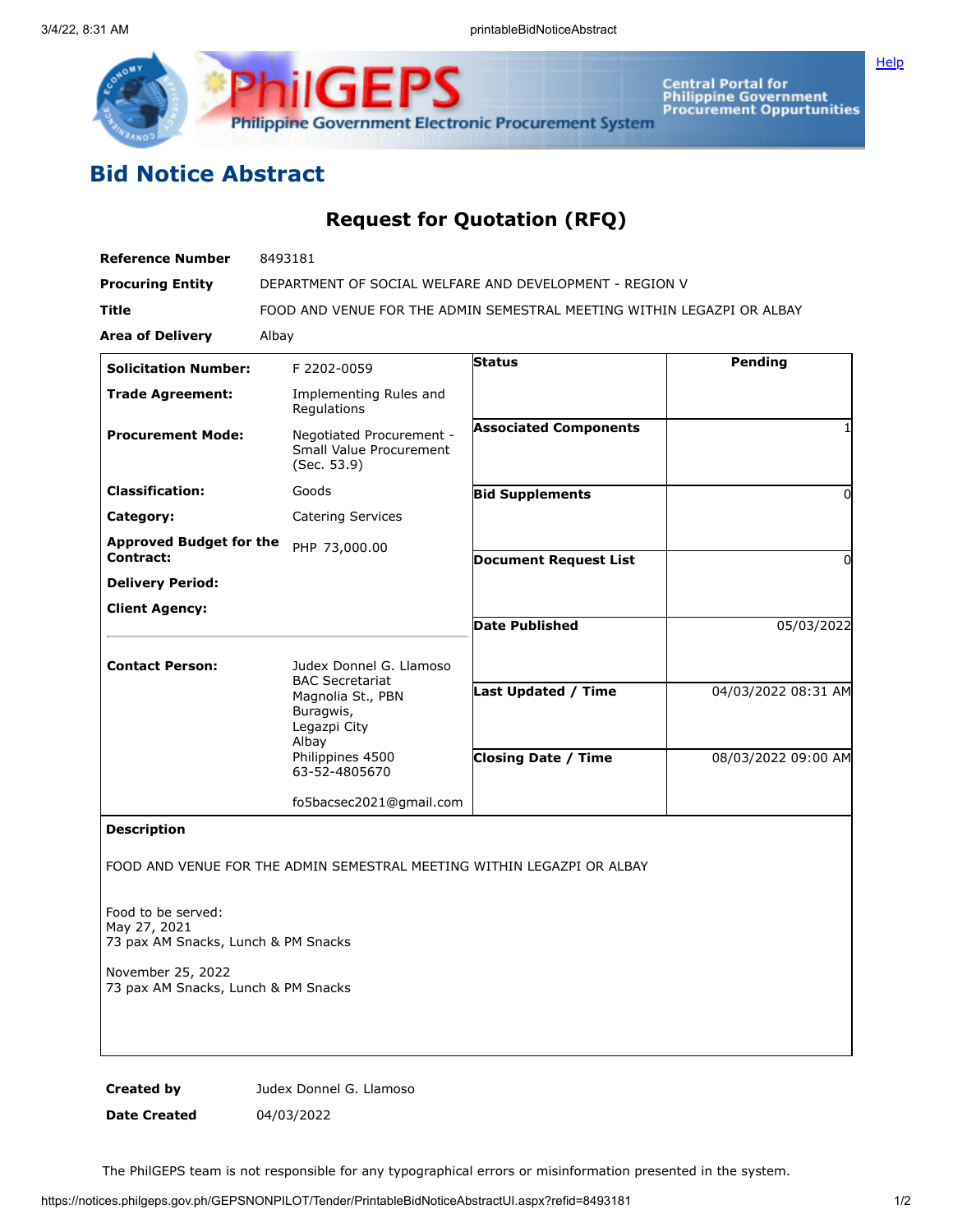# Bid Notice Abstract

## Request for Quotation (RFQ)

| | |
|---|---|
| **Reference Number** | 8493181 |
| **Procuring Entity** | DEPARTMENT OF SOCIAL WELFARE AND DEVELOPMENT - REGION V |
| **Title** | FOOD AND VENUE FOR THE ADMIN SEMESTRAL MEETING WITHIN LEGAZPI OR ALBAY |
| **Area of Delivery** | Albay |

| | |
|---|---|
| **Solicitation Number:** | F 2202-0059 |
| **Trade Agreement:** | Implementing Rules and Regulations |
| **Procurement Mode:** | Negotiated Procurement - Small Value Procurement (Sec. 53.9) |
| **Classification:** | Goods |
| **Category:** | Catering Services |
| **Approved Budget for the Contract:** | PHP 73,000.00 |
| **Delivery Period:** | |
| **Client Agency:** | |
| **Contact Person:** | Judex Donnel G. Llamoso<br>BAC Secretariat<br>Magnolia St., PBN<br>Buragwis,<br>Legazpi City<br>Albay<br>Philippines 4500<br>63-52-4805670<br><br>fo5bacsec2021@gmail.com |

| | |
|---|---|
| **Status** | Pending |
| **Associated Components** | 1 |
| **Bid Supplements** | 0 |
| **Document Request List** | 0 |
| **Date Published** | 05/03/2022 |
| **Last Updated / Time** | 04/03/2022 08:31 AM |
| **Closing Date / Time** | 08/03/2022 09:00 AM |

**Description**

FOOD AND VENUE FOR THE ADMIN SEMESTRAL MEETING WITHIN LEGAZPI OR ALBAY

Food to be served:
May 27, 2021
73 pax AM Snacks, Lunch & PM Snacks

November 25, 2022
73 pax AM Snacks, Lunch & PM Snacks

| | |
|---|---|
| **Created by** | Judex Donnel G. Llamoso |
| **Date Created** | 04/03/2022 |

The PhilGEPS team is not responsible for any typographical errors or misinformation presented in the system.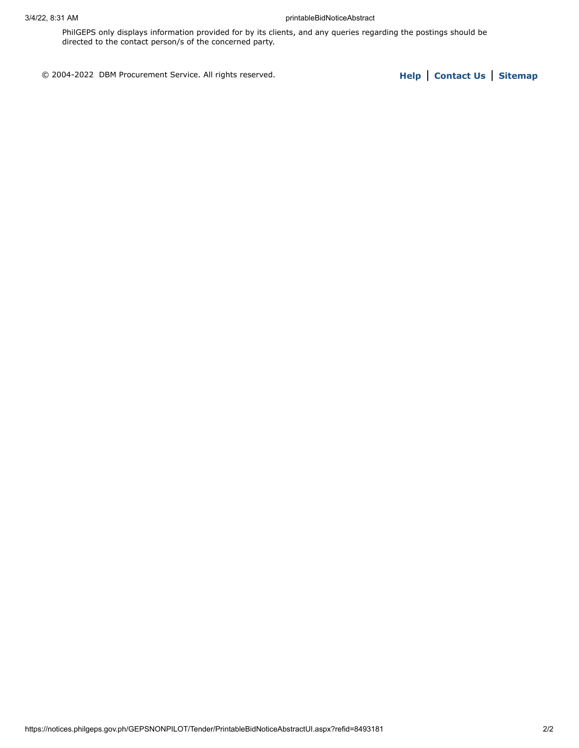PhilGEPS only displays information provided for by its clients, and any queries regarding the postings should be directed to the contact person/s of the concerned party.

© 2004-2022 DBM Procurement Service. All rights reserved.

**Help** | **Contact Us** | **Sitemap**